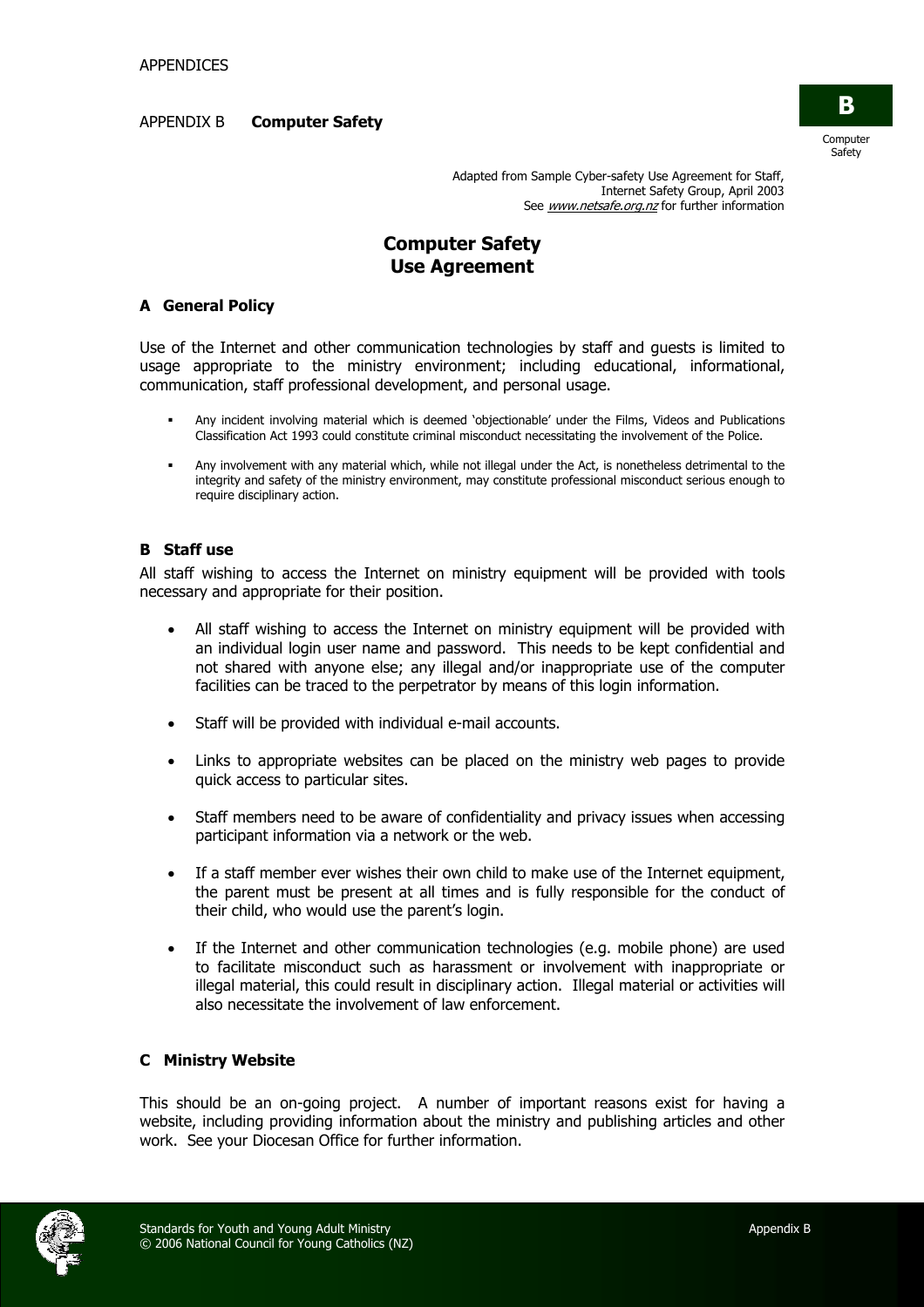APPENDIX B **Computer Safety**

Adapted from Sample Cyber-safety Use Agreement for Staff,
Internet Safety Group, April 2003
See *www.netsafe.org.nz* for further information

# Computer Safety Use Agreement

## A General Policy

Use of the Internet and other communication technologies by staff and guests is limited to usage appropriate to the ministry environment; including educational, informational, communication, staff professional development, and personal usage.

- Any incident involving material which is deemed 'objectionable' under the Films, Videos and Publications Classification Act 1993 could constitute criminal misconduct necessitating the involvement of the Police.
- Any involvement with any material which, while not illegal under the Act, is nonetheless detrimental to the integrity and safety of the ministry environment, may constitute professional misconduct serious enough to require disciplinary action.

## B Staff use

All staff wishing to access the Internet on ministry equipment will be provided with tools necessary and appropriate for their position.

- All staff wishing to access the Internet on ministry equipment will be provided with an individual login user name and password. This needs to be kept confidential and not shared with anyone else; any illegal and/or inappropriate use of the computer facilities can be traced to the perpetrator by means of this login information.
- Staff will be provided with individual e-mail accounts.
- Links to appropriate websites can be placed on the ministry web pages to provide quick access to particular sites.
- Staff members need to be aware of confidentiality and privacy issues when accessing participant information via a network or the web.
- If a staff member ever wishes their own child to make use of the Internet equipment, the parent must be present at all times and is fully responsible for the conduct of their child, who would use the parent's login.
- If the Internet and other communication technologies (e.g. mobile phone) are used to facilitate misconduct such as harassment or involvement with inappropriate or illegal material, this could result in disciplinary action. Illegal material or activities will also necessitate the involvement of law enforcement.

## C Ministry Website

This should be an on-going project. A number of important reasons exist for having a website, including providing information about the ministry and publishing articles and other work. See your Diocesan Office for further information.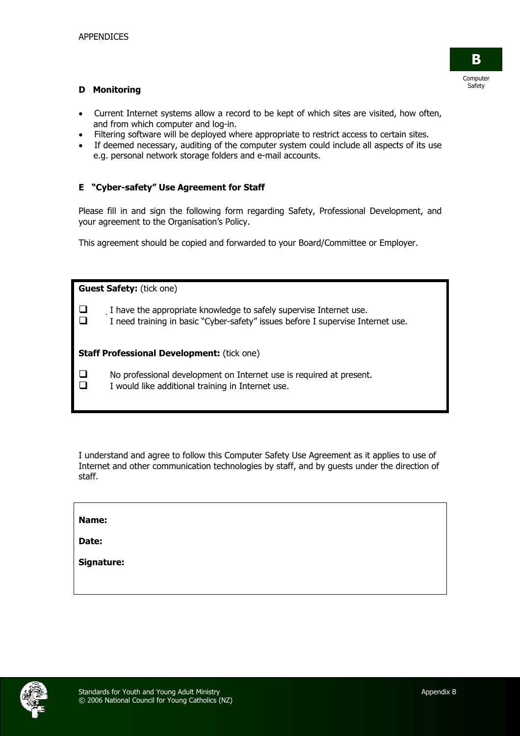### D Monitoring

- Current Internet systems allow a record to be kept of which sites are visited, how often, and from which computer and log-in.
- Filtering software will be deployed where appropriate to restrict access to certain sites.
- If deemed necessary, auditing of the computer system could include all aspects of its use e.g. personal network storage folders and e-mail accounts.

### E "Cyber-safety" Use Agreement for Staff

Please fill in and sign the following form regarding Safety, Professional Development, and your agreement to the Organisation's Policy.

This agreement should be copied and forwarded to your Board/Committee or Employer.

**Guest Safety:** (tick one)

- ☐ I have the appropriate knowledge to safely supervise Internet use.
- ☐ I need training in basic "Cyber-safety" issues before I supervise Internet use.

**Staff Professional Development:** (tick one)

- ☐ No professional development on Internet use is required at present.
- ☐ I would like additional training in Internet use.

I understand and agree to follow this Computer Safety Use Agreement as it applies to use of Internet and other communication technologies by staff, and by guests under the direction of staff.

**Name:**

**Date:**

**Signature:**